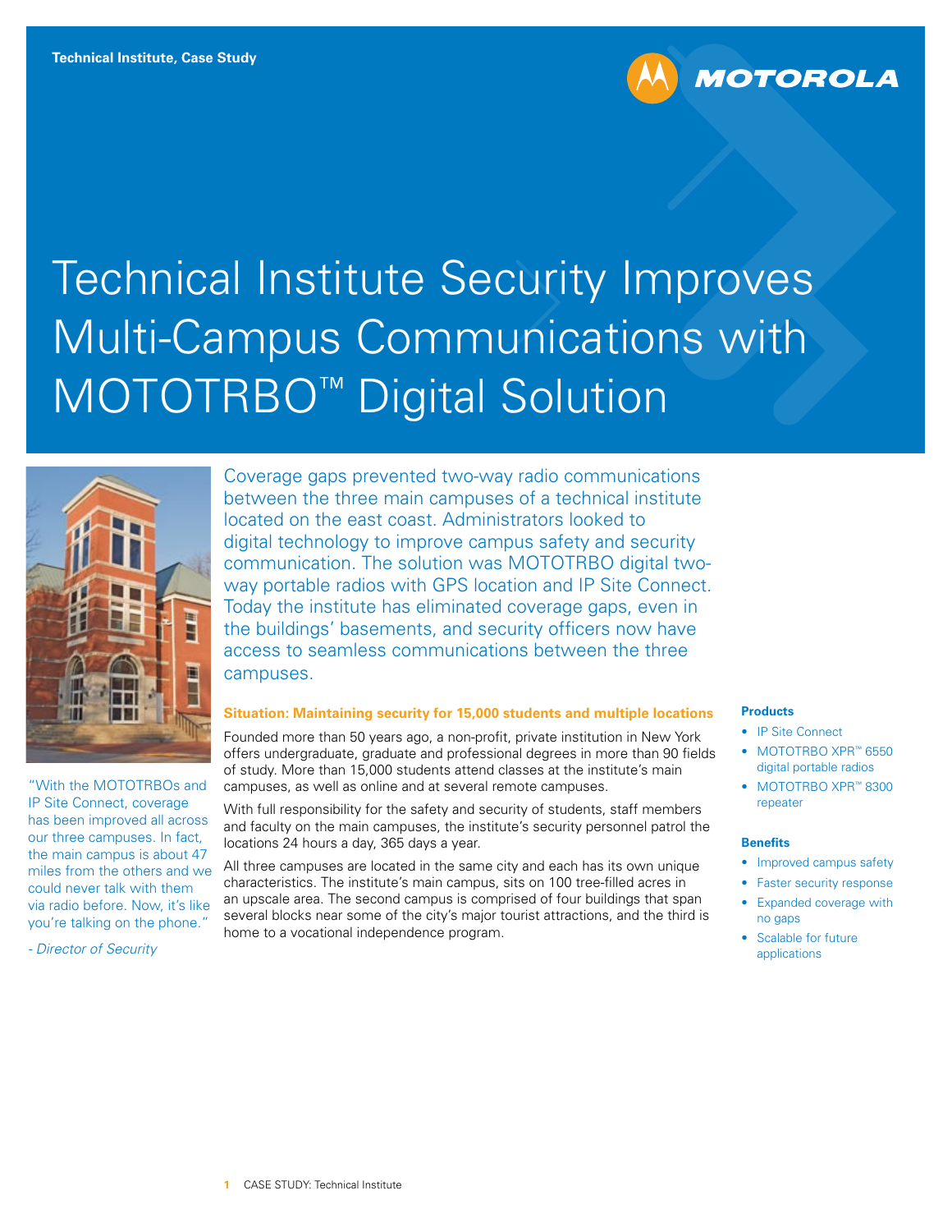Technical Institute, Case Study

MOTOROLA

# Technical Institute Security Improves Multi-Campus Communications with MOTOTRBO™ Digital Solution

Coverage gaps prevented two-way radio communications between the three main campuses of a technical institute located on the east coast. Administrators looked to digital technology to improve campus safety and security communication. The solution was MOTOTRBO digital two-way portable radios with GPS location and IP Site Connect. Today the institute has eliminated coverage gaps, even in the buildings' basements, and security officers now have access to seamless communications between the three campuses.

"With the MOTOTRBOs and IP Site Connect, coverage has been improved all across our three campuses. In fact, the main campus is about 47 miles from the others and we could never talk with them via radio before. Now, it's like you're talking on the phone."

*- Director of Security*

### Situation: Maintaining security for 15,000 students and multiple locations

Founded more than 50 years ago, a non-profit, private institution in New York offers undergraduate, graduate and professional degrees in more than 90 fields of study. More than 15,000 students attend classes at the institute's main campuses, as well as online and at several remote campuses.

With full responsibility for the safety and security of students, staff members and faculty on the main campuses, the institute's security personnel patrol the locations 24 hours a day, 365 days a year.

All three campuses are located in the same city and each has its own unique characteristics. The institute's main campus, sits on 100 tree-filled acres in an upscale area. The second campus is comprised of four buildings that span several blocks near some of the city's major tourist attractions, and the third is home to a vocational independence program.

#### Products

- IP Site Connect
- MOTOTRBO XPR™ 6550 digital portable radios
- MOTOTRBO XPR™ 8300 repeater

#### Benefits

- Improved campus safety
- Faster security response
- Expanded coverage with no gaps
- Scalable for future applications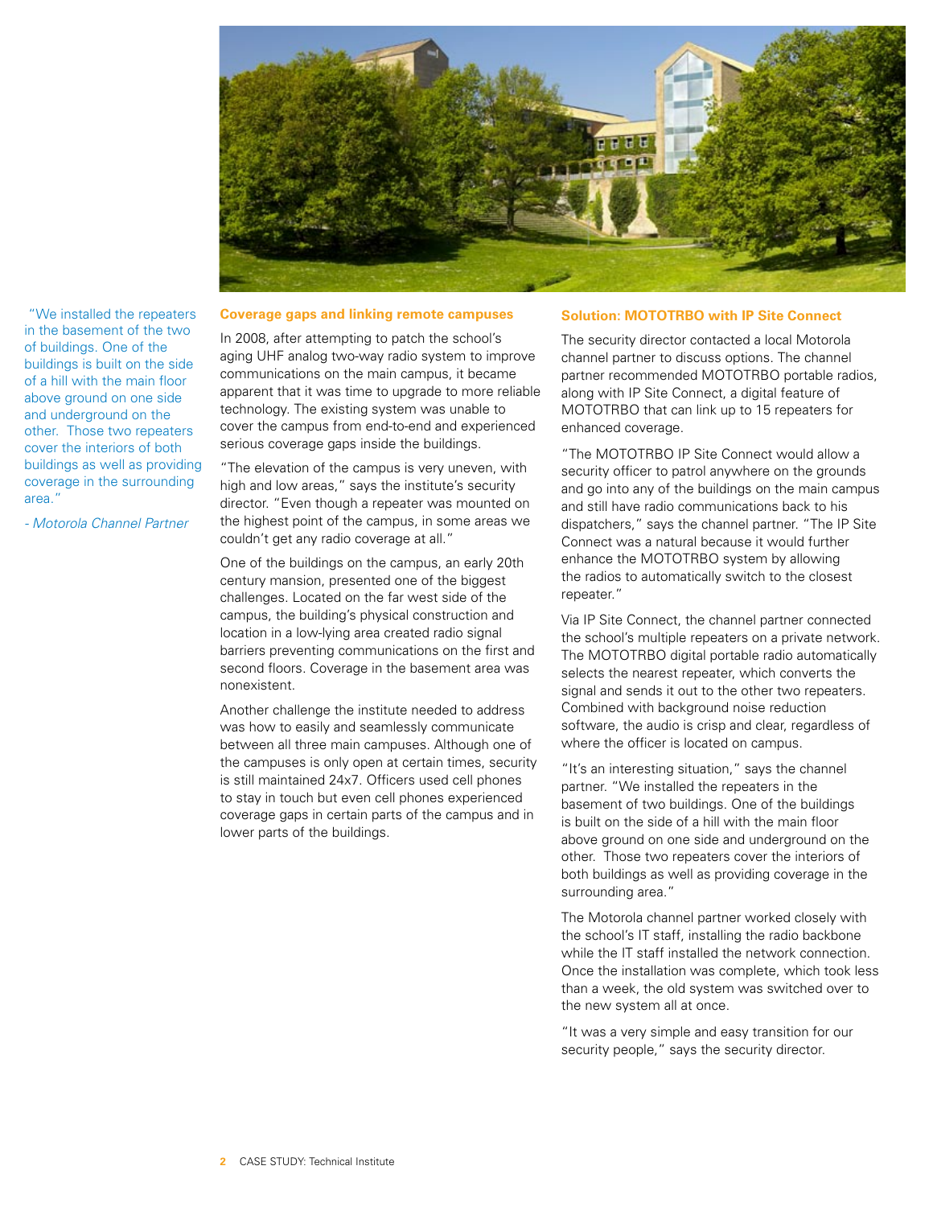"We installed the repeaters in the basement of the two of buildings. One of the buildings is built on the side of a hill with the main floor above ground on one side and underground on the other. Those two repeaters cover the interiors of both buildings as well as providing coverage in the surrounding area."

*- Motorola Channel Partner*

## Coverage gaps and linking remote campuses

In 2008, after attempting to patch the school's aging UHF analog two-way radio system to improve communications on the main campus, it became apparent that it was time to upgrade to more reliable technology. The existing system was unable to cover the campus from end-to-end and experienced serious coverage gaps inside the buildings.

"The elevation of the campus is very uneven, with high and low areas," says the institute's security director. "Even though a repeater was mounted on the highest point of the campus, in some areas we couldn't get any radio coverage at all."

One of the buildings on the campus, an early 20th century mansion, presented one of the biggest challenges. Located on the far west side of the campus, the building's physical construction and location in a low-lying area created radio signal barriers preventing communications on the first and second floors. Coverage in the basement area was nonexistent.

Another challenge the institute needed to address was how to easily and seamlessly communicate between all three main campuses. Although one of the campuses is only open at certain times, security is still maintained 24x7. Officers used cell phones to stay in touch but even cell phones experienced coverage gaps in certain parts of the campus and in lower parts of the buildings.

## Solution: MOTOTRBO with IP Site Connect

The security director contacted a local Motorola channel partner to discuss options. The channel partner recommended MOTOTRBO portable radios, along with IP Site Connect, a digital feature of MOTOTRBO that can link up to 15 repeaters for enhanced coverage.

"The MOTOTRBO IP Site Connect would allow a security officer to patrol anywhere on the grounds and go into any of the buildings on the main campus and still have radio communications back to his dispatchers," says the channel partner. "The IP Site Connect was a natural because it would further enhance the MOTOTRBO system by allowing the radios to automatically switch to the closest repeater."

Via IP Site Connect, the channel partner connected the school's multiple repeaters on a private network. The MOTOTRBO digital portable radio automatically selects the nearest repeater, which converts the signal and sends it out to the other two repeaters. Combined with background noise reduction software, the audio is crisp and clear, regardless of where the officer is located on campus.

"It's an interesting situation," says the channel partner. "We installed the repeaters in the basement of two buildings. One of the buildings is built on the side of a hill with the main floor above ground on one side and underground on the other. Those two repeaters cover the interiors of both buildings as well as providing coverage in the surrounding area."

The Motorola channel partner worked closely with the school's IT staff, installing the radio backbone while the IT staff installed the network connection. Once the installation was complete, which took less than a week, the old system was switched over to the new system all at once.

"It was a very simple and easy transition for our security people," says the security director.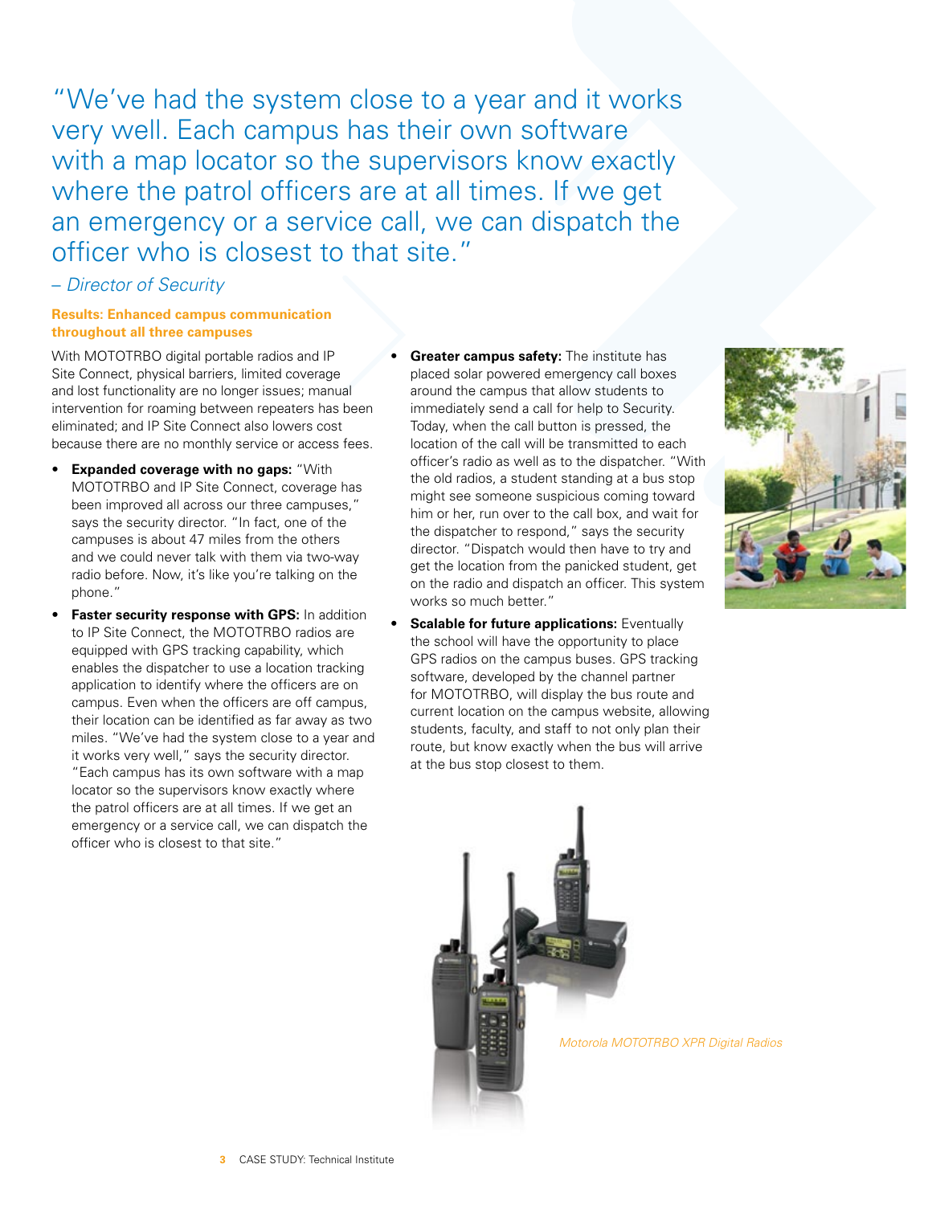"We've had the system close to a year and it works very well. Each campus has their own software with a map locator so the supervisors know exactly where the patrol officers are at all times. If we get an emergency or a service call, we can dispatch the officer who is closest to that site."

*– Director of Security*

### Results: Enhanced campus communication throughout all three campuses

With MOTOTRBO digital portable radios and IP Site Connect, physical barriers, limited coverage and lost functionality are no longer issues; manual intervention for roaming between repeaters has been eliminated; and IP Site Connect also lowers cost because there are no monthly service or access fees.

- **Expanded coverage with no gaps:** "With MOTOTRBO and IP Site Connect, coverage has been improved all across our three campuses," says the security director. "In fact, one of the campuses is about 47 miles from the others and we could never talk with them via two-way radio before. Now, it's like you're talking on the phone."
- **Faster security response with GPS:** In addition to IP Site Connect, the MOTOTRBO radios are equipped with GPS tracking capability, which enables the dispatcher to use a location tracking application to identify where the officers are on campus. Even when the officers are off campus, their location can be identified as far away as two miles. "We've had the system close to a year and it works very well," says the security director. "Each campus has its own software with a map locator so the supervisors know exactly where the patrol officers are at all times. If we get an emergency or a service call, we can dispatch the officer who is closest to that site."
- **Greater campus safety:** The institute has placed solar powered emergency call boxes around the campus that allow students to immediately send a call for help to Security. Today, when the call button is pressed, the location of the call will be transmitted to each officer's radio as well as to the dispatcher. "With the old radios, a student standing at a bus stop might see someone suspicious coming toward him or her, run over to the call box, and wait for the dispatcher to respond," says the security director. "Dispatch would then have to try and get the location from the panicked student, get on the radio and dispatch an officer. This system works so much better."
- **Scalable for future applications:** Eventually the school will have the opportunity to place GPS radios on the campus buses. GPS tracking software, developed by the channel partner for MOTOTRBO, will display the bus route and current location on the campus website, allowing students, faculty, and staff to not only plan their route, but know exactly when the bus will arrive at the bus stop closest to them.

*Motorola MOTOTRBO XPR Digital Radios*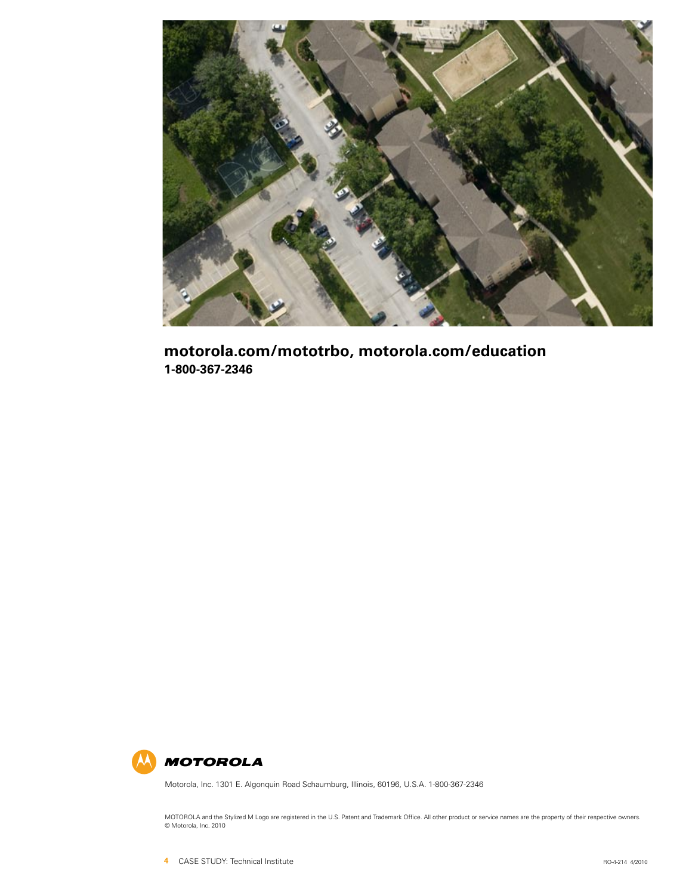**motorola.com/mototrbo, motorola.com/education**
**1-800-367-2346**

MOTOROLA

Motorola, Inc. 1301 E. Algonquin Road Schaumburg, Illinois, 60196, U.S.A. 1-800-367-2346

MOTOROLA and the Stylized M Logo are registered in the U.S. Patent and Trademark Office. All other product or service names are the property of their respective owners.
© Motorola, Inc. 2010

RO-4-214 4/2010